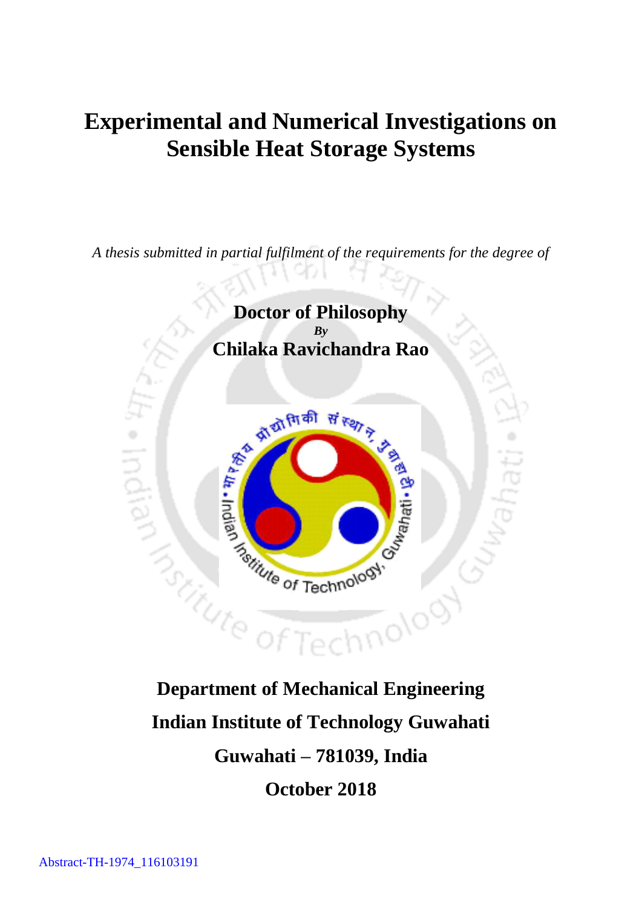# Experimental and Numerical Investigations on Sensible Heat Storage Systems

*A thesis submitted in partial fulfilment of the requirements for the degree of*

**Doctor of Philosophy**

***By***

**Chilaka Ravichandra Rao**

**Department of Mechanical Engineering**

**Indian Institute of Technology Guwahati**

**Guwahati – 781039, India**

**October 2018**

Abstract-TH-1974_116103191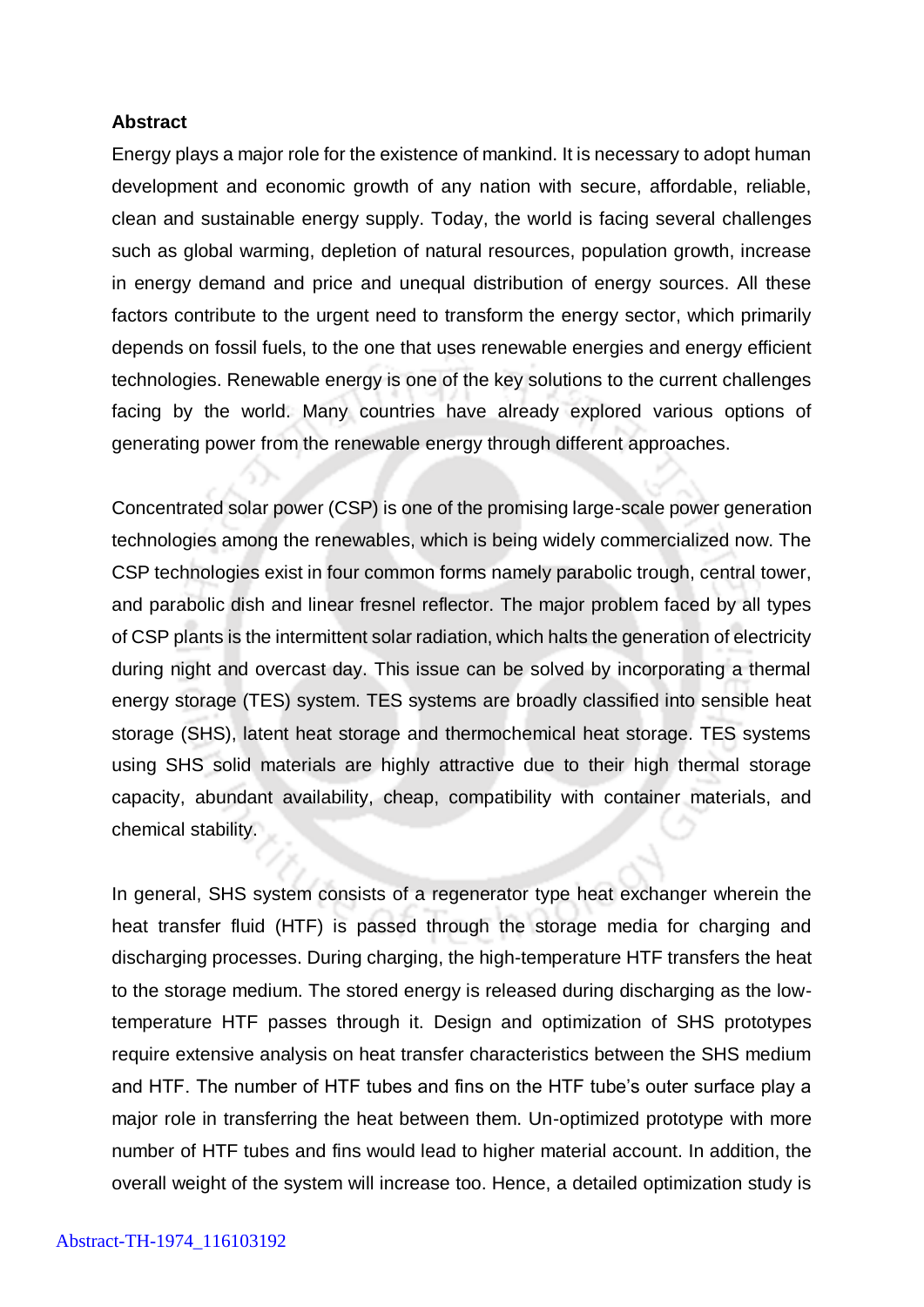**Abstract**

Energy plays a major role for the existence of mankind. It is necessary to adopt human development and economic growth of any nation with secure, affordable, reliable, clean and sustainable energy supply. Today, the world is facing several challenges such as global warming, depletion of natural resources, population growth, increase in energy demand and price and unequal distribution of energy sources. All these factors contribute to the urgent need to transform the energy sector, which primarily depends on fossil fuels, to the one that uses renewable energies and energy efficient technologies. Renewable energy is one of the key solutions to the current challenges facing by the world. Many countries have already explored various options of generating power from the renewable energy through different approaches.

Concentrated solar power (CSP) is one of the promising large-scale power generation technologies among the renewables, which is being widely commercialized now. The CSP technologies exist in four common forms namely parabolic trough, central tower, and parabolic dish and linear fresnel reflector. The major problem faced by all types of CSP plants is the intermittent solar radiation, which halts the generation of electricity during night and overcast day. This issue can be solved by incorporating a thermal energy storage (TES) system. TES systems are broadly classified into sensible heat storage (SHS), latent heat storage and thermochemical heat storage. TES systems using SHS solid materials are highly attractive due to their high thermal storage capacity, abundant availability, cheap, compatibility with container materials, and chemical stability.

In general, SHS system consists of a regenerator type heat exchanger wherein the heat transfer fluid (HTF) is passed through the storage media for charging and discharging processes. During charging, the high-temperature HTF transfers the heat to the storage medium. The stored energy is released during discharging as the low-temperature HTF passes through it. Design and optimization of SHS prototypes require extensive analysis on heat transfer characteristics between the SHS medium and HTF. The number of HTF tubes and fins on the HTF tube's outer surface play a major role in transferring the heat between them. Un-optimized prototype with more number of HTF tubes and fins would lead to higher material account. In addition, the overall weight of the system will increase too. Hence, a detailed optimization study is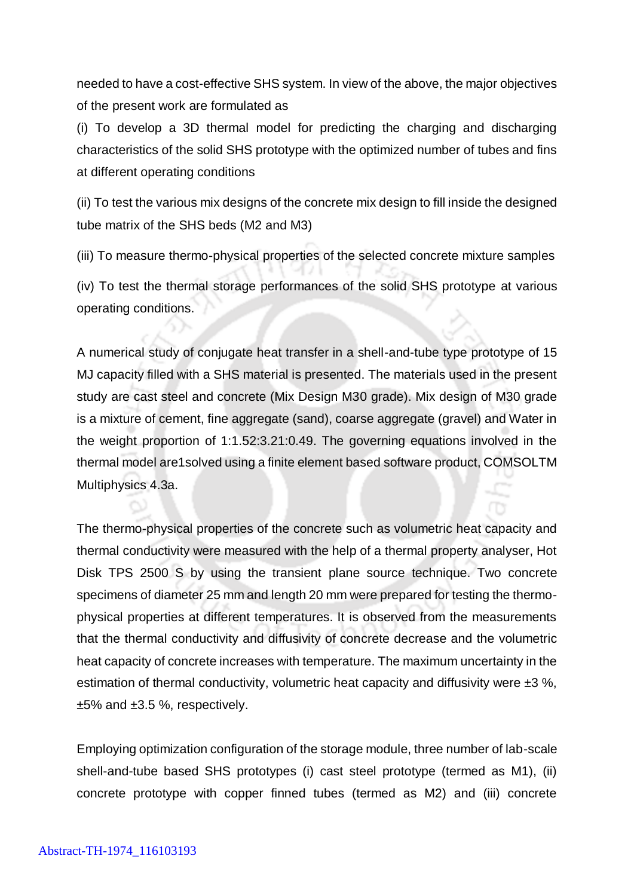needed to have a cost-effective SHS system. In view of the above, the major objectives of the present work are formulated as

(i) To develop a 3D thermal model for predicting the charging and discharging characteristics of the solid SHS prototype with the optimized number of tubes and fins at different operating conditions

(ii) To test the various mix designs of the concrete mix design to fill inside the designed tube matrix of the SHS beds (M2 and M3)

(iii) To measure thermo-physical properties of the selected concrete mixture samples

(iv) To test the thermal storage performances of the solid SHS prototype at various operating conditions.

A numerical study of conjugate heat transfer in a shell-and-tube type prototype of 15 MJ capacity filled with a SHS material is presented. The materials used in the present study are cast steel and concrete (Mix Design M30 grade). Mix design of M30 grade is a mixture of cement, fine aggregate (sand), coarse aggregate (gravel) and Water in the weight proportion of 1:1.52:3.21:0.49. The governing equations involved in the thermal model are1solved using a finite element based software product, COMSOLTM Multiphysics 4.3a.

The thermo-physical properties of the concrete such as volumetric heat capacity and thermal conductivity were measured with the help of a thermal property analyser, Hot Disk TPS 2500 S by using the transient plane source technique. Two concrete specimens of diameter 25 mm and length 20 mm were prepared for testing the thermo-physical properties at different temperatures. It is observed from the measurements that the thermal conductivity and diffusivity of concrete decrease and the volumetric heat capacity of concrete increases with temperature. The maximum uncertainty in the estimation of thermal conductivity, volumetric heat capacity and diffusivity were ±3 %, ±5% and ±3.5 %, respectively.

Employing optimization configuration of the storage module, three number of lab-scale shell-and-tube based SHS prototypes (i) cast steel prototype (termed as M1), (ii) concrete prototype with copper finned tubes (termed as M2) and (iii) concrete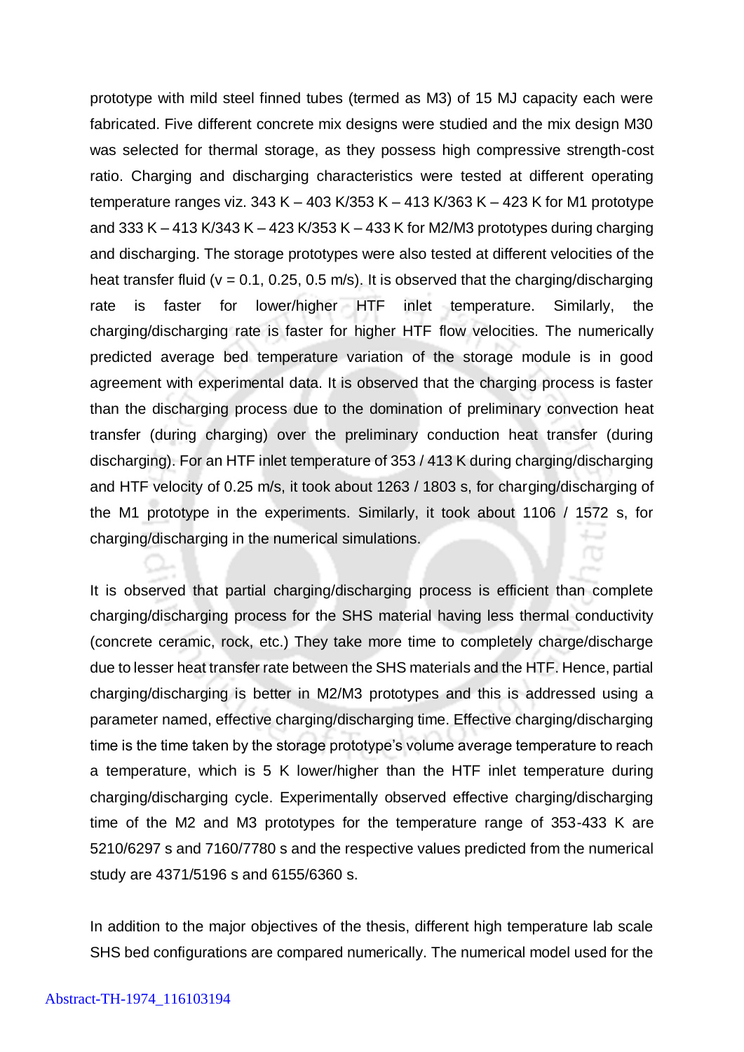prototype with mild steel finned tubes (termed as M3) of 15 MJ capacity each were fabricated. Five different concrete mix designs were studied and the mix design M30 was selected for thermal storage, as they possess high compressive strength-cost ratio. Charging and discharging characteristics were tested at different operating temperature ranges viz. 343 K – 403 K/353 K – 413 K/363 K – 423 K for M1 prototype and 333 K – 413 K/343 K – 423 K/353 K – 433 K for M2/M3 prototypes during charging and discharging. The storage prototypes were also tested at different velocities of the heat transfer fluid (v = 0.1, 0.25, 0.5 m/s). It is observed that the charging/discharging rate is faster for lower/higher HTF inlet temperature. Similarly, the charging/discharging rate is faster for higher HTF flow velocities. The numerically predicted average bed temperature variation of the storage module is in good agreement with experimental data. It is observed that the charging process is faster than the discharging process due to the domination of preliminary convection heat transfer (during charging) over the preliminary conduction heat transfer (during discharging). For an HTF inlet temperature of 353 / 413 K during charging/discharging and HTF velocity of 0.25 m/s, it took about 1263 / 1803 s, for charging/discharging of the M1 prototype in the experiments. Similarly, it took about 1106 / 1572 s, for charging/discharging in the numerical simulations.

It is observed that partial charging/discharging process is efficient than complete charging/discharging process for the SHS material having less thermal conductivity (concrete ceramic, rock, etc.) They take more time to completely charge/discharge due to lesser heat transfer rate between the SHS materials and the HTF. Hence, partial charging/discharging is better in M2/M3 prototypes and this is addressed using a parameter named, effective charging/discharging time. Effective charging/discharging time is the time taken by the storage prototype's volume average temperature to reach a temperature, which is 5 K lower/higher than the HTF inlet temperature during charging/discharging cycle. Experimentally observed effective charging/discharging time of the M2 and M3 prototypes for the temperature range of 353-433 K are 5210/6297 s and 7160/7780 s and the respective values predicted from the numerical study are 4371/5196 s and 6155/6360 s.

In addition to the major objectives of the thesis, different high temperature lab scale SHS bed configurations are compared numerically. The numerical model used for the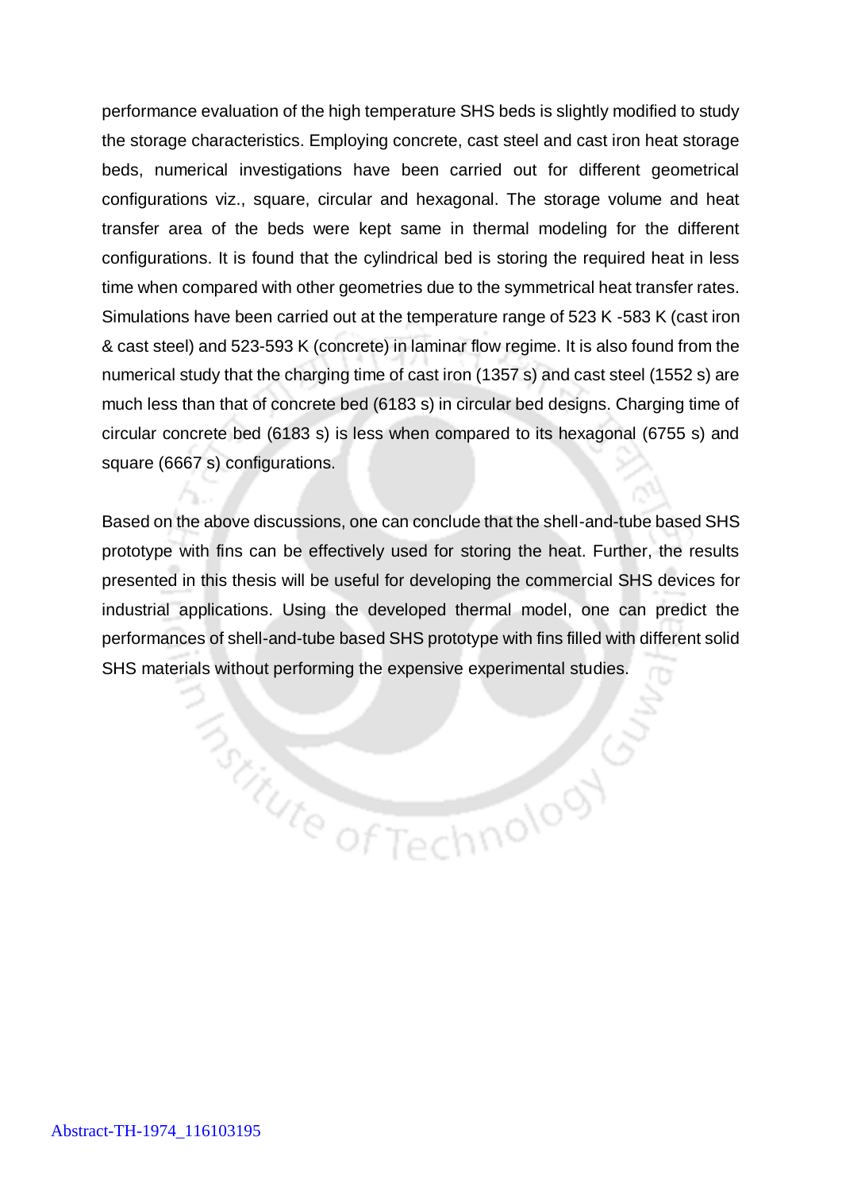performance evaluation of the high temperature SHS beds is slightly modified to study the storage characteristics. Employing concrete, cast steel and cast iron heat storage beds, numerical investigations have been carried out for different geometrical configurations viz., square, circular and hexagonal. The storage volume and heat transfer area of the beds were kept same in thermal modeling for the different configurations. It is found that the cylindrical bed is storing the required heat in less time when compared with other geometries due to the symmetrical heat transfer rates. Simulations have been carried out at the temperature range of 523 K -583 K (cast iron & cast steel) and 523-593 K (concrete) in laminar flow regime. It is also found from the numerical study that the charging time of cast iron (1357 s) and cast steel (1552 s) are much less than that of concrete bed (6183 s) in circular bed designs. Charging time of circular concrete bed (6183 s) is less when compared to its hexagonal (6755 s) and square (6667 s) configurations.

Based on the above discussions, one can conclude that the shell-and-tube based SHS prototype with fins can be effectively used for storing the heat. Further, the results presented in this thesis will be useful for developing the commercial SHS devices for industrial applications. Using the developed thermal model, one can predict the performances of shell-and-tube based SHS prototype with fins filled with different solid SHS materials without performing the expensive experimental studies.